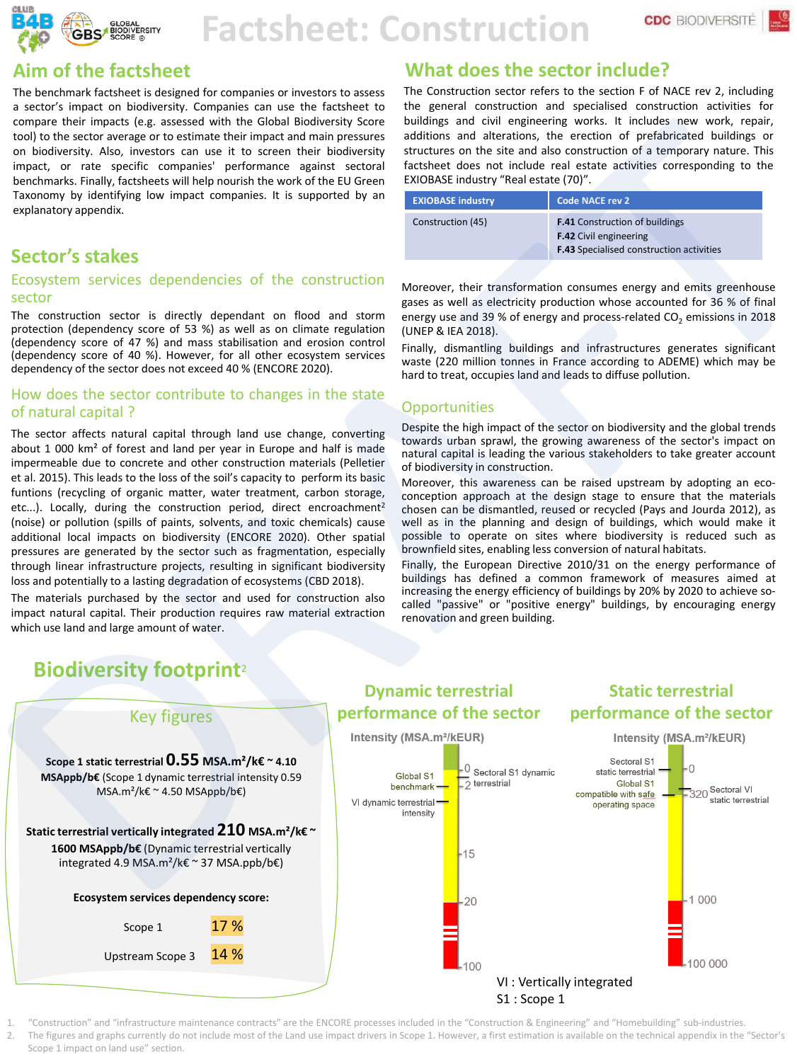# Factsheet: Construction

## Aim of the factsheet

The benchmark factsheet is designed for companies or investors to assess a sector's impact on biodiversity. Companies can use the factsheet to compare their impacts (e.g. assessed with the Global Biodiversity Score tool) to the sector average or to estimate their impact and main pressures on biodiversity. Also, investors can use it to screen their biodiversity impact, or rate specific companies' performance against sectoral benchmarks. Finally, factsheets will help nourish the work of the EU Green Taxonomy by identifying low impact companies. It is supported by an explanatory appendix.

## Sector's stakes

### Ecosystem services dependencies of the construction sector

The construction sector is directly dependant on flood and storm protection (dependency score of 53 %) as well as on climate regulation (dependency score of 47 %) and mass stabilisation and erosion control (dependency score of 40 %). However, for all other ecosystem services dependency of the sector does not exceed 40 % (ENCORE 2020).

### How does the sector contribute to changes in the state of natural capital ?

The sector affects natural capital through land use change, converting about 1 000 km² of forest and land per year in Europe and half is made impermeable due to concrete and other construction materials (Pelletier et al. 2015). This leads to the loss of the soil's capacity to perform its basic funtions (recycling of organic matter, water treatment, carbon storage, etc...). Locally, during the construction period, direct encroachment[2] (noise) or pollution (spills of paints, solvents, and toxic chemicals) cause additional local impacts on biodiversity (ENCORE 2020). Other spatial pressures are generated by the sector such as fragmentation, especially through linear infrastructure projects, resulting in significant biodiversity loss and potentially to a lasting degradation of ecosystems (CBD 2018).

The materials purchased by the sector and used for construction also impact natural capital. Their production requires raw material extraction which use land and large amount of water.

## What does the sector include?

The Construction sector refers to the section F of NACE rev 2, including the general construction and specialised construction activities for buildings and civil engineering works. It includes new work, repair, additions and alterations, the erection of prefabricated buildings or structures on the site and also construction of a temporary nature. This factsheet does not include real estate activities corresponding to the EXIOBASE industry "Real estate (70)".

| EXIOBASE industry | Code NACE rev 2 |
|---|---|
| Construction (45) | **F.41** Construction of buildings<br>**F.42** Civil engineering<br>**F.43** Specialised construction activities |

Moreover, their transformation consumes energy and emits greenhouse gases as well as electricity production whose accounted for 36 % of final energy use and 39 % of energy and process-related $CO_2$ emissions in 2018 (UNEP & IEA 2018).

Finally, dismantling buildings and infrastructures generates significant waste (220 million tonnes in France according to ADEME) which may be hard to treat, occupies land and leads to diffuse pollution.

### Opportunities

Despite the high impact of the sector on biodiversity and the global trends towards urban sprawl, the growing awareness of the sector's impact on natural capital is leading the various stakeholders to take greater account of biodiversity in construction.

Moreover, this awareness can be raised upstream by adopting an eco-conception approach at the design stage to ensure that the materials chosen can be dismantled, reused or recycled (Pays and Jourda 2012), as well as in the planning and design of buildings, which would make it possible to operate on sites where biodiversity is reduced such as brownfield sites, enabling less conversion of natural habitats.

Finally, the European Directive 2010/31 on the energy performance of buildings has defined a common framework of measures aimed at increasing the energy efficiency of buildings by 20% by 2020 to achieve so-called "passive" or "positive energy" buildings, by encouraging energy renovation and green building.

## Biodiversity footprint[2]

### Key figures

**Scope 1 static terrestrial 0.55 MSA.m²/k€ ~ 4.10 MSAppb/b€** (Scope 1 dynamic terrestrial intensity 0.59 MSA.m²/k€ ~ 4.50 MSAppb/b€)

**Static terrestrial vertically integrated 210 MSA.m²/k€ ~ 1600 MSAppb/b€** (Dynamic terrestrial vertically integrated 4.9 MSA.m²/k€ ~ 37 MSA.ppb/b€)

**Ecosystem services dependency score:**

| | |
|---|---|
| Scope 1 | 17 % |
| Upstream Scope 3 | 14 % |

### Dynamic terrestrial performance of the sector

Intensity (MSA.m²/kEUR)

Scale: 0, 2, 15, 20, 100. Labels: Global S1 benchmark; VI dynamic terrestrial intensity; Sectoral S1 dynamic terrestrial.

### Static terrestrial performance of the sector

Intensity (MSA.m²/kEUR)

Scale: 0, 320, 1 000, 100 000. Labels: Sectoral S1 static terrestrial; Global S1 compatible with safe operating space; Sectoral VI static terrestrial.

VI : Vertically integrated
S1 : Scope 1

1. "Construction" and "infrastructure maintenance contracts" are the ENCORE processes included in the "Construction & Engineering" and "Homebuilding" sub-industries.
2. The figures and graphs currently do not include most of the Land use impact drivers in Scope 1. However, a first estimation is available on the technical appendix in the "Sector's Scope 1 impact on land use" section.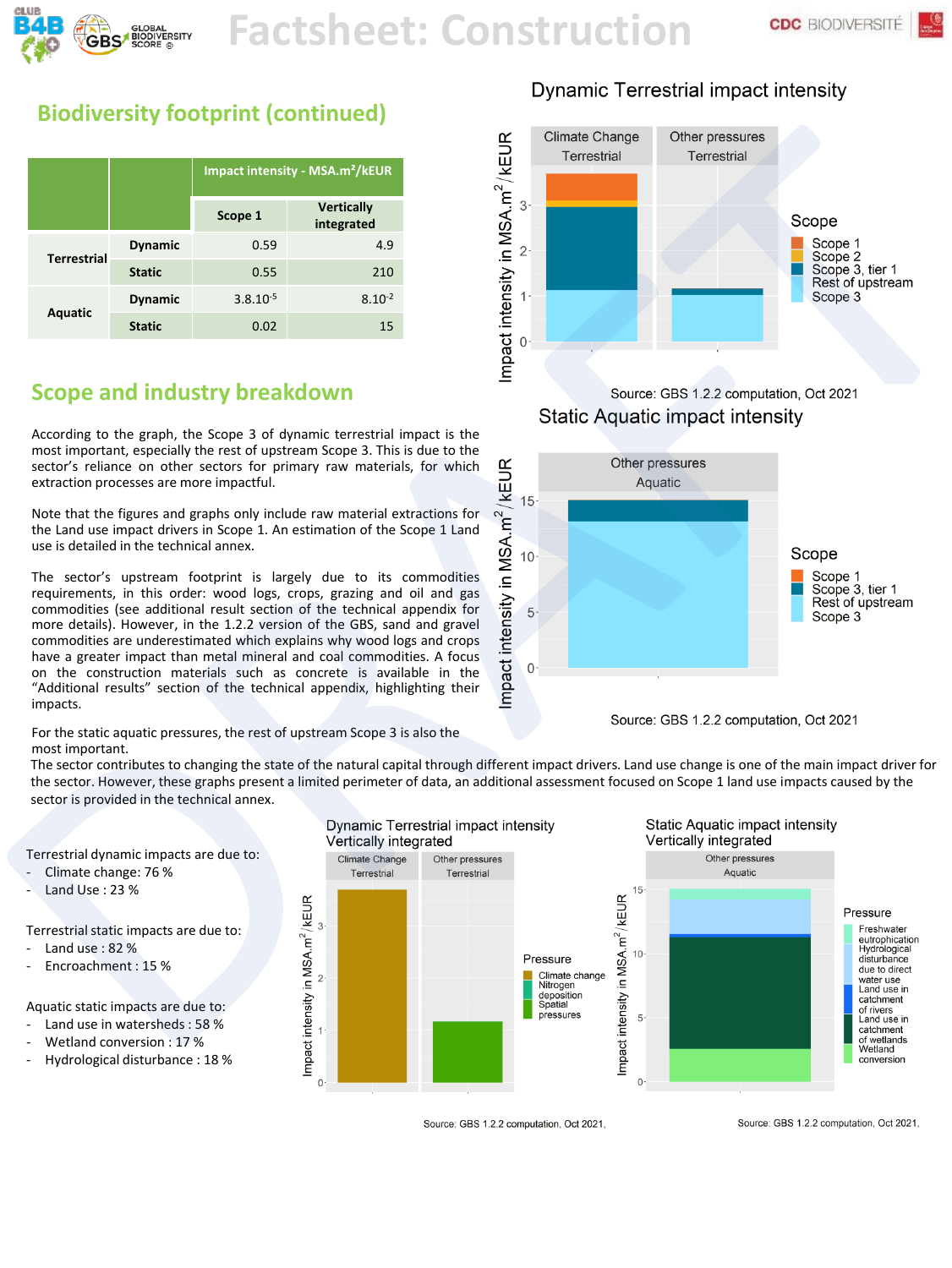# Factsheet: Construction

## Biodiversity footprint (continued)

| | | Impact intensity - MSA.m²/kEUR | |
|---|---|---|---|
| | | Scope 1 | Vertically integrated |
| Terrestrial | Dynamic | 0.59 | 4.9 |
| | Static | 0.55 | 210 |
| Aquatic | Dynamic | $3.8.10^{-5}$ | $8.10^{-2}$ |
| | Static | 0.02 | 15 |

## Scope and industry breakdown

According to the graph, the Scope 3 of dynamic terrestrial impact is the most important, especially the rest of upstream Scope 3. This is due to the sector's reliance on other sectors for primary raw materials, for which extraction processes are more impactful.

Note that the figures and graphs only include raw material extractions for the Land use impact drivers in Scope 1. An estimation of the Scope 1 Land use is detailed in the technical annex.

The sector's upstream footprint is largely due to its commodities requirements, in this order: wood logs, crops, grazing and oil and gas commodities (see additional result section of the technical appendix for more details). However, in the 1.2.2 version of the GBS, sand and gravel commodities are underestimated which explains why wood logs and crops have a greater impact than metal mineral and coal commodities. A focus on the construction materials such as concrete is available in the "Additional results" section of the technical appendix, highlighting their impacts.

For the static aquatic pressures, the rest of upstream Scope 3 is also the most important.

Source: GBS 1.2.2 computation, Oct 2021

Source: GBS 1.2.2 computation, Oct 2021

The sector contributes to changing the state of the natural capital through different impact drivers. Land use change is one of the main impact driver for the sector. However, these graphs present a limited perimeter of data, an additional assessment focused on Scope 1 land use impacts caused by the sector is provided in the technical annex.

Terrestrial dynamic impacts are due to:
- Climate change: 76 %
- Land Use : 23 %

Terrestrial static impacts are due to:
- Land use : 82 %
- Encroachment : 15 %

Aquatic static impacts are due to:
- Land use in watersheds : 58 %
- Wetland conversion : 17 %
- Hydrological disturbance : 18 %

Source: GBS 1.2.2 computation, Oct 2021.

Source: GBS 1.2.2 computation, Oct 2021.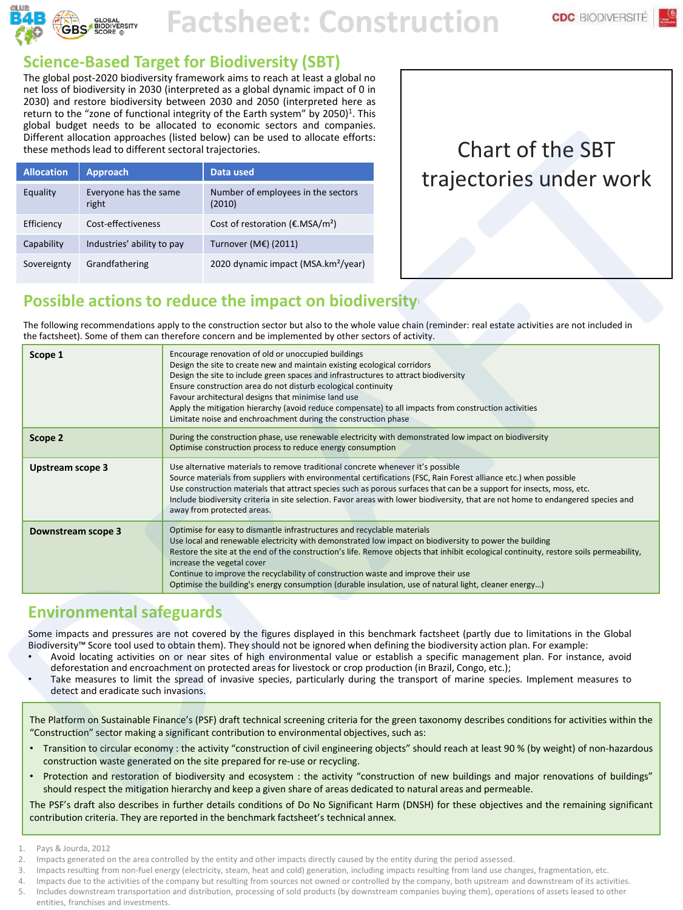# Factsheet: Construction

## Science-Based Target for Biodiversity (SBT)

The global post-2020 biodiversity framework aims to reach at least a global no net loss of biodiversity in 2030 (interpreted as a global dynamic impact of 0 in 2030) and restore biodiversity between 2030 and 2050 (interpreted here as return to the "zone of functional integrity of the Earth system" by 2050)[1]. This global budget needs to be allocated to economic sectors and companies. Different allocation approaches (listed below) can be used to allocate efforts: these methods lead to different sectoral trajectories.

| Allocation | Approach | Data used |
|---|---|---|
| Equality | Everyone has the same right | Number of employees in the sectors (2010) |
| Efficiency | Cost-effectiveness | Cost of restoration (€.MSA/m²) |
| Capability | Industries' ability to pay | Turnover (M€) (2011) |
| Sovereignty | Grandfathering | 2020 dynamic impact (MSA.km²/year) |

Chart of the SBT trajectories under work

## Possible actions to reduce the impact on biodiversity[1]

The following recommendations apply to the construction sector but also to the whole value chain (reminder: real estate activities are not included in the factsheet). Some of them can therefore concern and be implemented by other sectors of activity.

| | |
|---|---|
| **Scope 1** | Encourage renovation of old or unoccupied buildings<br>Design the site to create new and maintain existing ecological corridors<br>Design the site to include green spaces and infrastructures to attract biodiversity<br>Ensure construction area do not disturb ecological continuity<br>Favour architectural designs that minimise land use<br>Apply the mitigation hierarchy (avoid reduce compensate) to all impacts from construction activities<br>Limitate noise and enchroachment during the construction phase |
| **Scope 2** | During the construction phase, use renewable electricity with demonstrated low impact on biodiversity<br>Optimise construction process to reduce energy consumption |
| **Upstream scope 3** | Use alternative materials to remove traditional concrete whenever it's possible<br>Source materials from suppliers with environmental certifications (FSC, Rain Forest alliance etc.) when possible<br>Use construction materials that attract species such as porous surfaces that can be a support for insects, moss, etc.<br>Include biodiversity criteria in site selection. Favor areas with lower biodiversity, that are not home to endangered species and away from protected areas. |
| **Downstream scope 3** | Optimise for easy to dismantle infrastructures and recyclable materials<br>Use local and renewable electricity with demonstrated low impact on biodiversity to power the building<br>Restore the site at the end of the construction's life. Remove objects that inhibit ecological continuity, restore soils permeability, increase the vegetal cover<br>Continue to improve the recyclability of construction waste and improve their use<br>Optimise the building's energy consumption (durable insulation, use of natural light, cleaner energy…) |

## Environmental safeguards

Some impacts and pressures are not covered by the figures displayed in this benchmark factsheet (partly due to limitations in the Global Biodiversity™ Score tool used to obtain them). They should not be ignored when defining the biodiversity action plan. For example:

- Avoid locating activities on or near sites of high environmental value or establish a specific management plan. For instance, avoid deforestation and encroachment on protected areas for livestock or crop production (in Brazil, Congo, etc.);
- Take measures to limit the spread of invasive species, particularly during the transport of marine species. Implement measures to detect and eradicate such invasions.

The Platform on Sustainable Finance's (PSF) draft technical screening criteria for the green taxonomy describes conditions for activities within the "Construction" sector making a significant contribution to environmental objectives, such as:

- Transition to circular economy : the activity "construction of civil engineering objects" should reach at least 90 % (by weight) of non-hazardous construction waste generated on the site prepared for re-use or recycling.
- Protection and restoration of biodiversity and ecosystem : the activity "construction of new buildings and major renovations of buildings" should respect the mitigation hierarchy and keep a given share of areas dedicated to natural areas and permeable.

The PSF's draft also describes in further details conditions of Do No Significant Harm (DNSH) for these objectives and the remaining significant contribution criteria. They are reported in the benchmark factsheet's technical annex.

1. Pays & Jourda, 2012
2. Impacts generated on the area controlled by the entity and other impacts directly caused by the entity during the period assessed.
3. Impacts resulting from non-fuel energy (electricity, steam, heat and cold) generation, including impacts resulting from land use changes, fragmentation, etc.
4. Impacts due to the activities of the company but resulting from sources not owned or controlled by the company, both upstream and downstream of its activities.
5. Includes downstream transportation and distribution, processing of sold products (by downstream companies buying them), operations of assets leased to other entities, franchises and investments.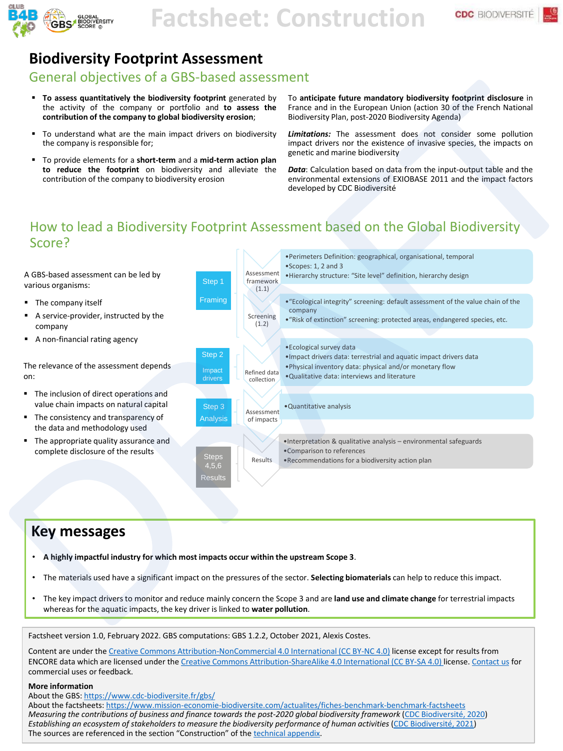# Factsheet: Construction

## Biodiversity Footprint Assessment

### General objectives of a GBS-based assessment

- **To assess quantitatively the biodiversity footprint** generated by the activity of the company or portfolio and **to assess the contribution of the company to global biodiversity erosion**;
- To understand what are the main impact drivers on biodiversity the company is responsible for;
- To provide elements for a **short-term** and a **mid-term action plan to reduce the footprint** on biodiversity and alleviate the contribution of the company to biodiversity erosion

To **anticipate future mandatory biodiversity footprint disclosure** in France and in the European Union (action 30 of the French National Biodiversity Plan, post-2020 Biodiversity Agenda)

***Limitations:*** The assessment does not consider some pollution impact drivers nor the existence of invasive species, the impacts on genetic and marine biodiversity

***Data***: Calculation based on data from the input-output table and the environmental extensions of EXIOBASE 2011 and the impact factors developed by CDC Biodiversité

### How to lead a Biodiversity Footprint Assessment based on the Global Biodiversity Score?

A GBS-based assessment can be led by various organisms:

- The company itself
- A service-provider, instructed by the company
- A non-financial rating agency

The relevance of the assessment depends on:

- The inclusion of direct operations and value chain impacts on natural capital
- The consistency and transparency of the data and methodology used
- The appropriate quality assurance and complete disclosure of the results

**Step 1 – Framing**

- Assessment framework (1.1)
  - Perimeters Definition: geographical, organisational, temporal
  - Scopes: 1, 2 and 3
  - Hierarchy structure: "Site level" definition, hierarchy design
- Screening (1.2)
  - "Ecological integrity" screening: default assessment of the value chain of the company
  - "Risk of extinction" screening: protected areas, endangered species, etc.

**Step 2 – Impact drivers**

- Refined data collection
  - Ecological survey data
  - Impact drivers data: terrestrial and aquatic impact drivers data
  - Physical inventory data: physical and/or monetary flow
  - Qualitative data: interviews and literature

**Step 3 – Analysis**

- Assessment of impacts
  - Quantitative analysis

**Steps 4,5,6 – Results**

- Results
  - Interpretation & qualitative analysis – environmental safeguards
  - Comparison to references
  - Recommendations for a biodiversity action plan

## Key messages

- **A highly impactful industry for which most impacts occur within the upstream Scope 3**.
- The materials used have a significant impact on the pressures of the sector. **Selecting biomaterials** can help to reduce this impact.
- The key impact drivers to monitor and reduce mainly concern the Scope 3 and are **land use and climate change** for terrestrial impacts whereas for the aquatic impacts, the key driver is linked to **water pollution**.

---

Factsheet version 1.0, February 2022. GBS computations: GBS 1.2.2, October 2021, Alexis Costes.

Content are under the [Creative Commons Attribution-NonCommercial 4.0 International (CC BY-NC 4.0)] license except for results from ENCORE data which are licensed under the [Creative Commons Attribution-ShareAlike 4.0 International (CC BY-SA 4.0)] license. [Contact us] for commercial uses or feedback.

**More information**
About the GBS: https://www.cdc-biodiversite.fr/gbs/
About the factsheets: https://www.mission-economie-biodiversite.com/actualites/fiches-benchmark-benchmark-factsheets
*Measuring the contributions of business and finance towards the post-2020 global biodiversity framework* (CDC Biodiversité, 2020)
*Establishing an ecosystem of stakeholders to measure the biodiversity performance of human activities* (CDC Biodiversité, 2021)
The sources are referenced in the section "Construction" of the technical appendix.